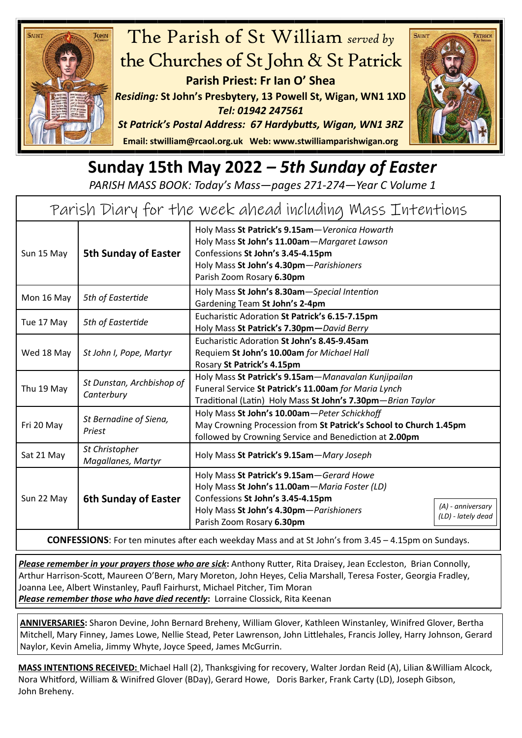# The Parish of St William *served by* the Churches of St John & St Patrick

**Parish Priest: Fr Ian O' Shea**

***Residing:* St John's Presbytery, 13 Powell St, Wigan, WN1 1XD**

***Tel: 01942 247561***

***St Patrick's Postal Address: 67 Hardybutts, Wigan, WN1 3RZ***

**Email: stwilliam@rcaol.org.uk Web: www.stwilliamparishwigan.org**

## Sunday 15th May 2022 – *5th Sunday of Easter*

*PARISH MASS BOOK: Today's Mass—pages 271-274—Year C Volume 1*

### Parish Diary for the week ahead including Mass Intentions

| | | |
|---|---|---|
| Sun 15 May | **5th Sunday of Easter** | Holy Mass **St Patrick's 9.15am**—*Veronica Howarth*<br>Holy Mass **St John's 11.00am**—*Margaret Lawson*<br>Confessions **St John's 3.45-4.15pm**<br>Holy Mass **St John's 4.30pm**—*Parishioners*<br>Parish Zoom Rosary **6.30pm** |
| Mon 16 May | *5th of Eastertide* | Holy Mass **St John's 8.30am**—*Special Intention*<br>Gardening Team **St John's 2-4pm** |
| Tue 17 May | *5th of Eastertide* | Eucharistic Adoration **St Patrick's 6.15-7.15pm**<br>Holy Mass **St Patrick's 7.30pm—***David Berry* |
| Wed 18 May | *St John I, Pope, Martyr* | Eucharistic Adoration **St John's 8.45-9.45am**<br>Requiem **St John's 10.00am** *for Michael Hall*<br>Rosary **St Patrick's 4.15pm** |
| Thu 19 May | *St Dunstan, Archbishop of Canterbury* | Holy Mass **St Patrick's 9.15am**—*Manavalan Kunjipailan*<br>Funeral Service **St Patrick's 11.00am** *for Maria Lynch*<br>Traditional (Latin) Holy Mass **St John's 7.30pm**—*Brian Taylor* |
| Fri 20 May | *St Bernadine of Siena, Priest* | Holy Mass **St John's 10.00am**—*Peter Schickhoff*<br>May Crowning Procession from **St Patrick's School to Church 1.45pm**<br>followed by Crowning Service and Benediction at **2.00pm** |
| Sat 21 May | *St Christopher Magallanes, Martyr* | Holy Mass **St Patrick's 9.15am**—*Mary Joseph* |
| Sun 22 May | **6th Sunday of Easter** | Holy Mass **St Patrick's 9.15am**—*Gerard Howe*<br>Holy Mass **St John's 11.00am**—*Maria Foster (LD)*<br>Confessions **St John's 3.45-4.15pm**<br>Holy Mass **St John's 4.30pm**—*Parishioners*<br>Parish Zoom Rosary **6.30pm**<br>*(A) - anniversary (LD) - lately dead* |

**CONFESSIONS**: For ten minutes after each weekday Mass and at St John's from 3.45 – 4.15pm on Sundays.

***Please remember in your prayers those who are sick*:** Anthony Rutter, Rita Draisey, Jean Eccleston, Brian Connolly, Arthur Harrison-Scott, Maureen O'Bern, Mary Moreton, John Heyes, Celia Marshall, Teresa Foster, Georgia Fradley, Joanna Lee, Albert Winstanley, Paufl Fairhurst, Michael Pitcher, Tim Moran

***Please remember those who have died recently*:** Lorraine Clossick, Rita Keenan

**ANNIVERSARIES:** Sharon Devine, John Bernard Breheny, William Glover, Kathleen Winstanley, Winifred Glover, Bertha Mitchell, Mary Finney, James Lowe, Nellie Stead, Peter Lawrenson, John Littlehales, Francis Jolley, Harry Johnson, Gerard Naylor, Kevin Amelia, Jimmy Whyte, Joyce Speed, James McGurrin.

**MASS INTENTIONS RECEIVED:** Michael Hall (2), Thanksgiving for recovery, Walter Jordan Reid (A), Lilian &William Alcock, Nora Whitford, William & Winifred Glover (BDay), Gerard Howe, Doris Barker, Frank Carty (LD), Joseph Gibson, John Breheny.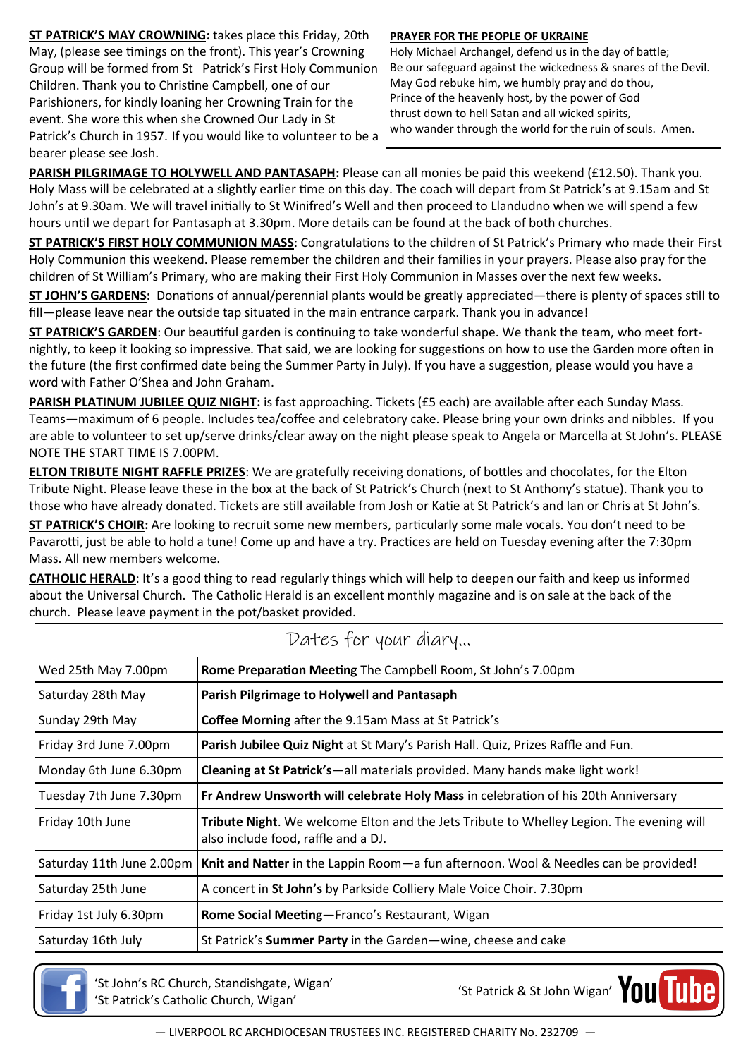**ST PATRICK'S MAY CROWNING:** takes place this Friday, 20th May, (please see timings on the front). This year's Crowning Group will be formed from St Patrick's First Holy Communion Children. Thank you to Christine Campbell, one of our Parishioners, for kindly loaning her Crowning Train for the event. She wore this when she Crowned Our Lady in St Patrick's Church in 1957. If you would like to volunteer to be a bearer please see Josh.

**PRAYER FOR THE PEOPLE OF UKRAINE**

Holy Michael Archangel, defend us in the day of battle;
Be our safeguard against the wickedness & snares of the Devil.
May God rebuke him, we humbly pray and do thou,
Prince of the heavenly host, by the power of God
thrust down to hell Satan and all wicked spirits,
who wander through the world for the ruin of souls. Amen.

**PARISH PILGRIMAGE TO HOLYWELL AND PANTASAPH:** Please can all monies be paid this weekend (£12.50). Thank you. Holy Mass will be celebrated at a slightly earlier time on this day. The coach will depart from St Patrick's at 9.15am and St John's at 9.30am. We will travel initially to St Winifred's Well and then proceed to Llandudno when we will spend a few hours until we depart for Pantasaph at 3.30pm. More details can be found at the back of both churches.

**ST PATRICK'S FIRST HOLY COMMUNION MASS**: Congratulations to the children of St Patrick's Primary who made their First Holy Communion this weekend. Please remember the children and their families in your prayers. Please also pray for the children of St William's Primary, who are making their First Holy Communion in Masses over the next few weeks.

**ST JOHN'S GARDENS:** Donations of annual/perennial plants would be greatly appreciated—there is plenty of spaces still to fill—please leave near the outside tap situated in the main entrance carpark. Thank you in advance!

**ST PATRICK'S GARDEN**: Our beautiful garden is continuing to take wonderful shape. We thank the team, who meet fort-nightly, to keep it looking so impressive. That said, we are looking for suggestions on how to use the Garden more often in the future (the first confirmed date being the Summer Party in July). If you have a suggestion, please would you have a word with Father O'Shea and John Graham.

**PARISH PLATINUM JUBILEE QUIZ NIGHT:** is fast approaching. Tickets (£5 each) are available after each Sunday Mass. Teams—maximum of 6 people. Includes tea/coffee and celebratory cake. Please bring your own drinks and nibbles. If you are able to volunteer to set up/serve drinks/clear away on the night please speak to Angela or Marcella at St John's. PLEASE NOTE THE START TIME IS 7.00PM.

**ELTON TRIBUTE NIGHT RAFFLE PRIZES**: We are gratefully receiving donations, of bottles and chocolates, for the Elton Tribute Night. Please leave these in the box at the back of St Patrick's Church (next to St Anthony's statue). Thank you to those who have already donated. Tickets are still available from Josh or Katie at St Patrick's and Ian or Chris at St John's.

**ST PATRICK'S CHOIR:** Are looking to recruit some new members, particularly some male vocals. You don't need to be Pavarotti, just be able to hold a tune! Come up and have a try. Practices are held on Tuesday evening after the 7:30pm Mass. All new members welcome.

**CATHOLIC HERALD**: It's a good thing to read regularly things which will help to deepen our faith and keep us informed about the Universal Church. The Catholic Herald is an excellent monthly magazine and is on sale at the back of the church. Please leave payment in the pot/basket provided.

## Dates for your diary...

| | |
|---|---|
| Wed 25th May 7.00pm | **Rome Preparation Meeting** The Campbell Room, St John's 7.00pm |
| Saturday 28th May | **Parish Pilgrimage to Holywell and Pantasaph** |
| Sunday 29th May | **Coffee Morning** after the 9.15am Mass at St Patrick's |
| Friday 3rd June 7.00pm | **Parish Jubilee Quiz Night** at St Mary's Parish Hall. Quiz, Prizes Raffle and Fun. |
| Monday 6th June 6.30pm | **Cleaning at St Patrick's**—all materials provided. Many hands make light work! |
| Tuesday 7th June 7.30pm | **Fr Andrew Unsworth will celebrate Holy Mass** in celebration of his 20th Anniversary |
| Friday 10th June | **Tribute Night**. We welcome Elton and the Jets Tribute to Whelley Legion. The evening will also include food, raffle and a DJ. |
| Saturday 11th June 2.00pm | **Knit and Natter** in the Lappin Room—a fun afternoon. Wool & Needles can be provided! |
| Saturday 25th June | A concert in **St John's** by Parkside Colliery Male Voice Choir. 7.30pm |
| Friday 1st July 6.30pm | **Rome Social Meeting**—Franco's Restaurant, Wigan |
| Saturday 16th July | St Patrick's **Summer Party** in the Garden—wine, cheese and cake |

'St John's RC Church, Standishgate, Wigan'
'St Patrick's Catholic Church, Wigan'

'St Patrick & St John Wigan' YouTube

— LIVERPOOL RC ARCHDIOCESAN TRUSTEES INC. REGISTERED CHARITY No. 232709 —